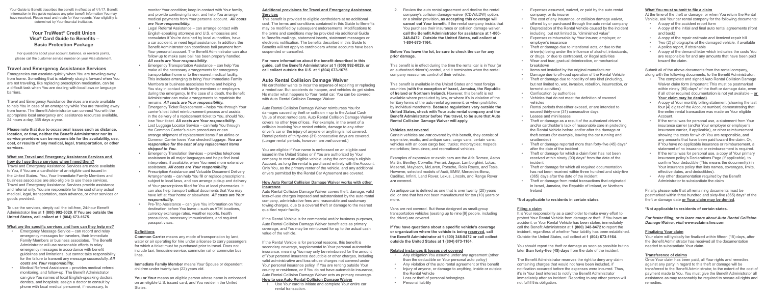Your Guide to Benefit describes the benefit in effect as of 4/1/17. Benefit information in this guide replaces any prior benefit information You may have received. Please read and retain for Your records. Your eligibility is determined by Your financial institution.

# Your TruWest® Credit Union Visa® Card Guide to Benefits – Basic Protection Package

For questions about your account, balance, or rewards points, please call the customer service number on your Visa statement.

## Travel and Emergency Assistance Services

Emergencies can escalate quickly when You are traveling away from home. Something that is relatively straight forward when You are not traveling, like replacing prescription medication, can be a difficult task when You are dealing with local laws or language barriers.

Travel and Emergency Assistance Services are made available to help You in case of an emergency while You are traveling away from home. The Benefit Administrator can connect You with the appropriate local emergency and assistance resources available, 24 hours a day, 365 days a year.

**Please note that due to occasional issues such as distance, location, or time, neither the Benefit Administrator nor its service providers can be responsible for the availability, use, cost, or results of any medical, legal, transportation, or other services.**

### What are Travel and Emergency Assistance Services and how do I use these services when I need them?

Travel and Emergency Assistance Services are made available to You, if You are a cardholder of an eligible card issued in the United States. You, Your Immediate Family Members and business associates are also eligible to use these services. Travel and Emergency Assistance Services provide assistance and referral only. You are responsible for the cost of any actual medical, legal, transportation, cash advance, or other services or goods provided.

To use the services, simply call the toll-free, 24-hour Benefit Administrator line at **1 (800) 992-6029**. **If You are outside the United States, call collect at 1 (804) 673-1675**.

### What are the specific services and how can they help me?

- Emergency Message Service – can record and relay emergency messages for travelers, their Immediate Family Members or business associates. The Benefit Administrator will use reasonable efforts to relay emergency messages in accordance with benefit guidelines and limitations, but cannot take responsibility for the failure to transmit any message successfully. ***All costs are Your responsibility.***
- Medical Referral Assistance – provides medical referral, monitoring, and follow-up. The Benefit Administrator can give You names of local English-speaking doctors, dentists, and hospitals; assign a doctor to consult by phone with local medical personnel, if necessary, to monitor Your condition; keep in contact with Your family, and provide continuing liaison; and help You arrange medical payments from Your personal account. ***All costs are Your responsibility.***
- Legal Referral Assistance – can arrange contact with English-speaking attorneys and U.S. embassies and consulates if You're detained by local authorities, have a car accident, or need legal assistance. In addition, the Benefit Administrator can coordinate bail payment from Your personal account. The Benefit Administrator can also follow up to make sure bail has been properly handled. ***All costs are Your responsibility.***
- Emergency Transportation Assistance – can help You make all the necessary arrangements for emergency transportation home or to the nearest medical facility. This includes arranging to bring Your Immediate Family Members or business associates home and helping You stay in contact with family members or employers during the emergency. In the case of a death, the Benefit Administrator can make arrangements to repatriate the remains. ***All costs are Your responsibility.***
- Emergency Ticket Replacement – helps You through Your carrier's lost ticket reimbursement process and assists in the delivery of a replacement ticket to You, should You lose Your ticket. ***All costs are Your responsibility.***
- Lost Luggage Locator Service – can help You through the Common Carrier's claim procedures or can arrange shipment of replacement items if an airline or Common Carrier loses Your checked luggage. ***You are responsible for the cost of any replacement items shipped to You.***
- Emergency Translation Services – provides telephone assistance in all major languages and helps find local interpreters, if available, when You need more extensive assistance. ***All costs are Your responsibility.***
- Prescription Assistance and Valuable Document Delivery Arrangements – can help You fill or replace prescriptions, subject to local laws, and can arrange pickup and delivery of Your prescriptions filled for You at local pharmacies. It can also help transport critical documents that You may have left at Your home or elsewhere. ***All costs are Your responsibility.***
- Pre-Trip Assistance – can give You information on Your destination before You leave – such as ATM locations, currency exchange rates, weather reports, health precautions, necessary immunizations, and required passport visas.

### Definitions

**Common Carrier** means any mode of transportation by land, water or air operating for hire under a license to carry passengers for which a ticket must be purchased prior to travel. Does not include taxi, limousine service, commuter rail or commuter bus lines.

**Immediate Family Member** means Your Spouse or dependent children under twenty-two (22) years old.

**You or Your** means an eligible person whose name is embossed on an eligible U.S. issued card, and You reside in the United States.

### Additional provisions for Travel and Emergency Assistance Services

This benefit is provided to eligible cardholders at no additional cost. The terms and conditions contained in this Guide to Benefits may be modified by subsequent endorsements. Modifications to the terms and conditions may be provided via additional Guide to Benefits mailings, statement inserts, statement messages or electronic notification. The benefits described in this Guide to Benefits will not apply to cardholders whose accounts have been suspended or cancelled.

**For more information about the benefit described in this guide, call the Benefit Administrator at 1 (800) 992-6029, or call collect outside the U.S. at 1 (804) 673-1675.**

## Auto Rental Collision Damage Waiver

No cardholder wants to incur the expense of repairing or replacing a rented car. But accidents do happen, and vehicles do get stolen. No matter what happens to Your rental car, You can be covered with Auto Rental Collision Damage Waiver.

Auto Rental Collision Damage Waiver reimburses You for damages caused by theft or collision – up to the Actual Cash Value of most rented cars. Auto Rental Collision Damage Waiver covers no other type of loss. For example, in the event of a collision involving Your rented vehicle, damage to any other driver's car or the injury of anyone or anything is not covered. Rental periods of thirty-one (31) consecutive days are covered. (Longer rental periods, however, are *not* covered.)

You are eligible if Your name is embossed on an eligible card issued in the United States or if You are authorized by Your company to rent an eligible vehicle using the company's eligible Account, as long the rental is purchased entirely with the Account. Only You, as the primary renter of the vehicle, and any additional drivers permitted by the Rental Car Agreement are covered.

### How Auto Rental Collision Damage Waiver works with other insurance

Auto Rental Collision Damage Waiver covers theft, damage, valid loss-of-use charges imposed and substantiated by the auto rental company, administrative fees and reasonable and customary towing charges, due to a covered theft or damage to the nearest qualified repair facility.

If the Rental Vehicle is for commercial and/or business purposes, Auto Rental Collision Damage Waiver benefit acts as primary coverage, and You may be reimbursed for up to the actual cash value of the vehicle.

If the Rental Vehicle is for personal reasons, this benefit is secondary coverage, supplemental to Your personal automobile insurance, meaning You may only be reimbursed for the amount of Your personal insurance deductible or other charges, including valid administrative and loss-of-use charges not covered under Your personal insurance policy. If You are renting outside Your country or residence, or if You do not have automobile insurance, Auto Rental Collision Damage Waiver acts as primary coverage.

### How to use Auto Rental Collision Damage Waiver

1. Use Your card to initiate and complete Your entire car rental transaction.
2. Review the auto rental agreement and decline the rental company's collision damage waiver (CDW/LDW) option, or a similar provision, **as accepting this coverage will cancel out Your benefit.** If the rental company insists that You purchase their insurance or collision damage waiver, **call the Benefit Administrator for assistance at 1-800-348-8472. Outside the United States, call collect at 1-804-673-1164.**

**Before You leave the lot, be sure to check the car for any prior damage.**

This benefit is in effect during the time the rental car is in Your (or an authorized driver's) control, and it terminates when the rental company reassumes control of their vehicle.

This benefit is available in the United States and most foreign countries (**with the exception of Israel, Jamaica, the Republic of Ireland or Northern Ireland**). However, this benefit is not available where precluded by law, or where it's in violation of the territory terms of the auto rental agreement, or when prohibited by individual merchants. **Because regulations vary outside the United States, check with Your auto rental company and the Benefit Administrator before You travel, to be sure that Auto Rental Collision Damage Waiver will apply.**

### Vehicles *not* covered

Certain vehicles are *not* covered by this benefit, they consist of expensive, exotic, and antique cars; cargo vans; certain vans; vehicles with an open cargo bed; trucks; motorcycles; mopeds; motorbikes; limousines; and recreational vehicles.

Examples of expensive or exotic cars are the Alfa Romeo, Aston Martin, Bentley, Corvette, Ferrari, Jaguar, Lamborghini, Lotus, Maserati, Maybach, McLaren, Porsche, Rolls Royce, and Tesla. However, selected models of Audi, BMW, Mercedes-Benz, Cadillac, Infiniti, Land Rover, Lexus, Lincoln, and Range Rover *are* covered.

An antique car is defined as one that is over twenty (20) years old, or one that has not been manufactured for ten (10) years or more.

Vans are not covered. But those designed as small-group transportation vehicles (seating up to nine [9] people, including the driver) are covered.

**If You have questions about a specific vehicle's coverage or organization where the vehicle is being reserved, call the Benefit Administrator at 1 (800) 348-8472 or call collect outside the United States at 1 (804) 673-1164.**

### Related instances & losses *not* covered

- Any obligation You assume under any agreement (other than the deductible on Your personal auto policy)
- Any violation of the auto rental agreement or this benefit
- Injury of anyone, or damage to anything, inside or outside the Rental Vehicle
- Loss or theft of personal belongings
- Personal liability
- Expenses assumed, waived, or paid by the auto rental company, or its insurer
- The cost of any insurance, or collision damage waiver, offered by or purchased through the auto rental company
- Depreciation of the Rental Vehicle caused by the incident including, but not limited to, "diminished value"
- Expenses reimbursable by Your insurer, employer, or employer's insurance
- Theft or damage due to intentional acts, or due to the driver(s) being under the influence of alcohol, intoxicants, or drugs, or due to contraband, or illegal activities
- Wear and tear, gradual deterioration, or mechanical breakdown
- Items not installed by the original manufacturer
- Damage due to off-road operation of the Rental Vehicle
- Theft or damage due to hostility of any kind (including, but not limited to, war, invasion, rebellion, insurrection, or terrorist activities)
- Confiscation by authorities
- Vehicles that do not meet the definition of covered vehicles
- Rental periods that either exceed, or are intended to exceed thirty-one (31) consecutive days
- Leases and mini leases
- Theft or damage as a result of the authorized driver's and/or cardholder's lack of reasonable care in protecting the Rental Vehicle before and/or after the damage or theft occurs (for example, leaving the car running and unattended)
- Theft or damage reported more than forty-five (45) days* after the date of the incident
- Theft or damage for which a claim form has not been received within ninety (90) days* from the date of the incident
- Theft or damage for which all required documentation has not been received within three hundred and sixty-five (365) days after the date of the incident
- Theft or damage from rental transactions that originated in Israel, Jamaica, the Republic of Ireland, or Northern Ireland

**\*Not applicable to residents in certain states**

### Filing a claim

It is Your responsibility as a cardholder to make every effort to protect Your Rental Vehicle from damage or theft. If You have an accident, or Your Rental Vehicle has been stolen, immediately call the Benefit Administrator at **1 (800) 348-8472** to report the incident, regardless of whether Your liability has been established. Outside the United States, call collect at **1 (804) 673-1164**.

You should report the theft or damage as soon as possible but no later **than forty-five (45) days** from the date of the incident.

The Benefit Administrator reserves the right to deny any claim containing charges that would not have been included, if notification occurred before the expenses were incurred. Thus, it's in Your best interest to notify the Benefit Administrator immediately after an incident. Reporting to any other person will not fulfill this obligation.

### What You must submit to file a claim

At the time of the theft or damage, or when You return the Rental Vehicle, ask Your car rental company for the following documents:

- A copy of the accident report form
- A copy of the initial and final auto rental agreements (front and back)
- A copy of the repair estimate and itemized repair bill
- Two (2) photographs of the damaged vehicle, if available
- A police report, if obtainable
- A copy of the demand letter which indicates the costs You are responsible for and any amounts that have been paid toward the claim.

Submit all of the above documents from the rental company, along with the following documents, to the Benefit Administrator:

- The completed and signed Auto Rental Collision Damage Waiver claim form (Important: This must be postmarked within ninety (90) days* of the theft or damage date, even if all other required documentation is not yet available – **or Your claim may be denied**).
- A copy of Your monthly billing statement (showing the last four [4] digits of the Account number) demonstrating that the entire rental transaction was made on Your eligible Account.
- If the rental was for personal use, a statement from Your insurance carrier (and/or Your employer or employer's insurance carrier, if applicable), or other reimbursement showing the costs for which You are responsible, and any amounts that have been paid toward the claim. Or, if You have no applicable insurance or reimbursement, a statement of no insurance or reimbursement is required.
- If the rental was for personal use, a copy of Your primary insurance policy's Declarations Page (if applicable), to confirm Your deductible (This means the document(s) in Your insurance policy that lists names, coverages, limits, effective dates, and deductibles).
- Any other documentation required by the Benefit Administrator to substantiate the claim

Finally, please note that all remaining documents must be postmarked within three hundred and sixty-five (365) days* of the theft or damage date **or Your claim may be denied**.

**\*Not applicable to residents of certain states.**

***For faster filing, or to learn more about Auto Rental Collision Damage Waiver, visit www.eclaimsline.com***

### Finalizing Your claim

Your claim will typically be finalized within fifteen (15) days, after the Benefit Administrator has received all the documentation needed to substantiate Your claim.

### Transference of claims

Once Your claim has been paid, all Your rights and remedies against any party in regard to this theft or damage will be transferred to the Benefit Administrator, to the extent of the cost of payment made to You. You must give the Benefit Administrator all assistance as may reasonably be required to secure all rights and remedies.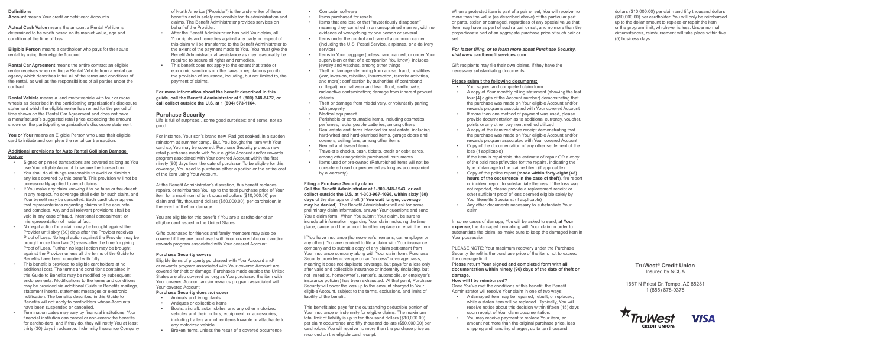**Definitions**

**Account** means Your credit or debit card Accounts.

**Actual Cash Value** means the amount a Rental Vehicle is determined to be worth based on its market value, age and condition at the time of loss.

**Eligible Person** means a cardholder who pays for their auto rental by using their eligible Account.

**Rental Car Agreement** means the entire contract an eligible renter receives when renting a Rental Vehicle from a rental car agency which describes in full all of the terms and conditions of the rental, as well as the responsibilities of all parties under the contract.

**Rental Vehicle** means a land motor vehicle with four or more wheels as described in the participating organization's disclosure statement which the eligible renter has rented for the period of time shown on the Rental Car Agreement and does not have a manufacturer's suggested retail price exceeding the amount shown on the participating organization's disclosure statement

**You or Your** means an Eligible Person who uses their eligible card to initiate and complete the rental car transaction.

**Additional provisions for Auto Rental Collision Damage Waiver**

- Signed or pinned transactions are covered as long as You use Your eligible Account to secure the transaction.
- You shall do all things reasonable to avoid or diminish any loss covered by this benefit. This provision will not be unreasonably applied to avoid claims.
- If You make any claim knowing it to be false or fraudulent in any respect, no coverage shall exist for such claim, and Your benefit may be cancelled. Each cardholder agrees that representations regarding claims will be accurate and complete. Any and all relevant provisions shall be void in any case of fraud, intentional concealment, or misrepresentation of material fact.
- No legal action for a claim may be brought against the Provider until sixty (60) days after the Provider receives Proof of Loss. No legal action against the Provider may be brought more than two (2) years after the time for giving Proof of Loss. Further, no legal action may be brought against the Provider unless all the terms of the Guide to Benefits have been complied with fully.
- This benefit is provided to eligible cardholders at no additional cost. The terms and conditions contained in this Guide to Benefits may be modified by subsequent endorsements. Modifications to the terms and conditions may be provided via additional Guide to Benefits mailings, statement inserts, statement messages or electronic notification. The benefits described in this Guide to Benefits will not apply to cardholders whose Accounts have been suspended or cancelled.
- Termination dates may vary by financial institutions. Your financial institution can cancel or non-renew the benefits for cardholders, and if they do, they will notify You at least thirty (30) days in advance. Indemnity Insurance Company of North America ("Provider") is the underwriter of these benefits and is solely responsible for its administration and claims. The Benefit Administrator provides services on behalf of the Provider.
- After the Benefit Administrator has paid Your claim, all Your rights and remedies against any party in respect of this claim will be transferred to the Benefit Administrator to the extent of the payment made to You. You must give the Benefit Administrator all assistance as may reasonably be required to secure all rights and remedies.
- This benefit does not apply to the extent that trade or economic sanctions or other laws or regulations prohibit the provision of insurance, including, but not limited to, the payment of claims.

**For more information about the benefit described in this guide, call the Benefit Administrator at 1 (800) 348-8472, or call collect outside the U.S. at 1 (804) 673-1164.**

## Purchase Security

Life is full of surprises…some good surprises; and some, not so good.

For instance, Your son's brand new iPad got soaked, in a sudden rainstorm at summer camp. But, You bought the item with Your card so, You may be covered. Purchase Security protects new retail purchases made with Your eligible Account and/or rewards program associated with Your covered Account within the first ninety (90) days from the date of purchase. To be eligible for this coverage, You need to purchase either a portion or the entire cost of the item using Your Account.

At the Benefit Administrator's discretion, this benefit replaces, repairs, or reimburses You, up to the total purchase price of Your item for a maximum of ten thousand dollars ($10,000.00) per claim and fifty thousand dollars ($50,000.00), per cardholder, in the event of theft or damage.

You are eligible for this benefit if You are a cardholder of an eligible card issued in the United States.

Gifts purchased for friends and family members may also be covered if they are purchased with Your covered Account and/or rewards program associated with Your covered Account.

**Purchase Security covers**

Eligible items of property purchased with Your Account and/ or rewards program associated with Your covered Account are covered for theft or damage. Purchases made outside the United States are also covered as long as You purchased the item with Your covered Account and/or rewards program associated with Your covered Account.

**Purchase Security does *not* cover**

- Animals and living plants
- Antiques or collectible items
- Boats, aircraft, automobiles, and any other motorized vehicles and their motors, equipment, or accessories, including trailers and other items towable or attachable to any motorized vehicle
- Broken items, unless the result of a covered occurrence
- Computer software
- Items purchased for resale
- Items that are lost, or that "mysteriously disappear," meaning they vanished in an unexplained manner, with no evidence of wrongdoing by one person or several
- Items under the control and care of a common carrier (including the U.S. Postal Service, airplanes, or a delivery service)
- Items in Your baggage (unless hand carried, or under Your supervision or that of a companion You know); includes jewelry and watches, among other things
- Theft or damage stemming from abuse, fraud, hostilities (war, invasion, rebellion, insurrection, terrorist activities, and more); confiscation by authorities (if contraband or illegal); normal wear and tear; flood, earthquake, radioactive contamination; damage from inherent product defects
- Theft or damage from misdelivery, or voluntarily parting with property
- Medical equipment
- Perishable or consumable items, including cosmetics, perfumes, rechargeable batteries, among others
- Real estate and items intended for real estate, including hard-wired and hard-plumbed items, garage doors and openers, ceiling fans, among other items
- Rented and leased items
- Traveler's checks, cash, tickets, credit or debit cards, among other negotiable purchased instruments
- Items used or pre-owned (Refurbished items will not be considered used or pre-owned as long as accompanied by a warranty)

**Filing a Purchase Security claim**

**Call the Benefit Administrator at 1-800-848-1943, or call collect outside the U.S. at 1-303-967-1096, within sixty (60) days** of the damage or theft (**if You wait longer, coverage may be denied**). The Benefit Administrator will ask for some preliminary claim information, answer Your questions and send You a claim form. When You submit Your claim, be sure to include all information regarding Your claim including the time, place, cause and the amount to either replace or repair the item.

If You have insurance (homeowner's, renter's, car, employer or any other), You are required to file a claim with Your insurance company and to submit a copy of any claim settlement from Your insurance company along with Your claim form. Purchase Security provides coverage on an "excess" coverage basis, meaning it does not duplicate coverage, but pays for a loss only after valid and collectible insurance or indemnity (including, but not limited to, homeowner's, renter's, automobile, or employer's insurance policies) has been exhausted. At that point, Purchase Security will cover the loss up to the amount charged to Your eligible Account, subject to the terms, exclusions, and limits of liability of the benefit.

This benefit also pays for the outstanding deductible portion of Your insurance or indemnity for eligible claims. The maximum total limit of liability is up to ten thousand dollars ($10,000.00) per claim occurrence and fifty thousand dollars ($50,000.00) per cardholder. You will receive no more than the purchase price as recorded on the eligible card receipt.

When a protected item is part of a pair or set, You will receive no more than the value (as described above) of the particular part or parts, stolen or damaged, regardless of any special value that item may have as part of such a pair or set, and no more than the proportionate part of an aggregate purchase price of such pair or set.

***For faster filing, or to learn more about Purchase Security, visit www.cardbenefitservices.com***

Gift recipients may file their own claims, if they have the necessary substantiating documents.

**Please submit the following documents:**

- Your signed and completed claim form
- A copy of Your monthly billing statement (showing the last four [4] digits of the Account number) demonstrating that the purchase was made on Your eligible Account and/or rewards programs associated with Your covered Account
- If more than one method of payment was used, please provide documentation as to additional currency, voucher, points or any other payment method utilized
- A copy of the itemized store receipt demonstrating that the purchase was made on Your eligible Account and/or rewards program associated with Your covered Account
- Copy of the documentation of any other settlement of the loss (if applicable)
- If the item is repairable, the estimate of repair OR a copy of the paid receipt/invoice for the repairs, indicating the type of damage to the claimed item (if applicable)
- Copy of the police report (**made within forty-eight (48) hours of the occurrence in the case of theft**), fire report or incident report to substantiate the loss. If the loss was not reported, please provide a replacement receipt or other sufficient proof of loss deemed eligible solely by Your Benefits Specialist (if applicable)
- Any other documents necessary to substantiate Your claim

In some cases of damage, You will be asked to send, **at Your expense**, the damaged item along with Your claim in order to substantiate the claim, so make sure to keep the damaged item in Your possession.

PLEASE NOTE: Your maximum recovery under the Purchase Security Benefit is the purchase price of the item, not to exceed the coverage limit.

**Please return Your signed and completed form with all documentation within ninety (90) days of the date of theft or damage.**

**How will I be reimbursed?**

Once You've met the conditions of this benefit, the Benefit Administrator will resolve Your claim in one of two ways:

- A damaged item may be repaired, rebuilt, or replaced, while a stolen item will be replaced. Typically, You will receive notice about this decision within fifteen (15) days upon receipt of Your claim documentation.
- You may receive payment to replace Your item, an amount not more than the original purchase price, less shipping and handling charges, up to ten thousand dollars ($10,000.00) per claim and fifty thousand dollars ($50,000.00) per cardholder. You will only be reimbursed up to the dollar amount to replace or repair the item or the program limit, whichever is less. Under normal circumstances, reimbursement will take place within five (5) business days.

**TruWest® Credit Union**
Insured by NCUA

1667 N Priest Dr, Tempe, AZ 85281
1 (855) 878-9378